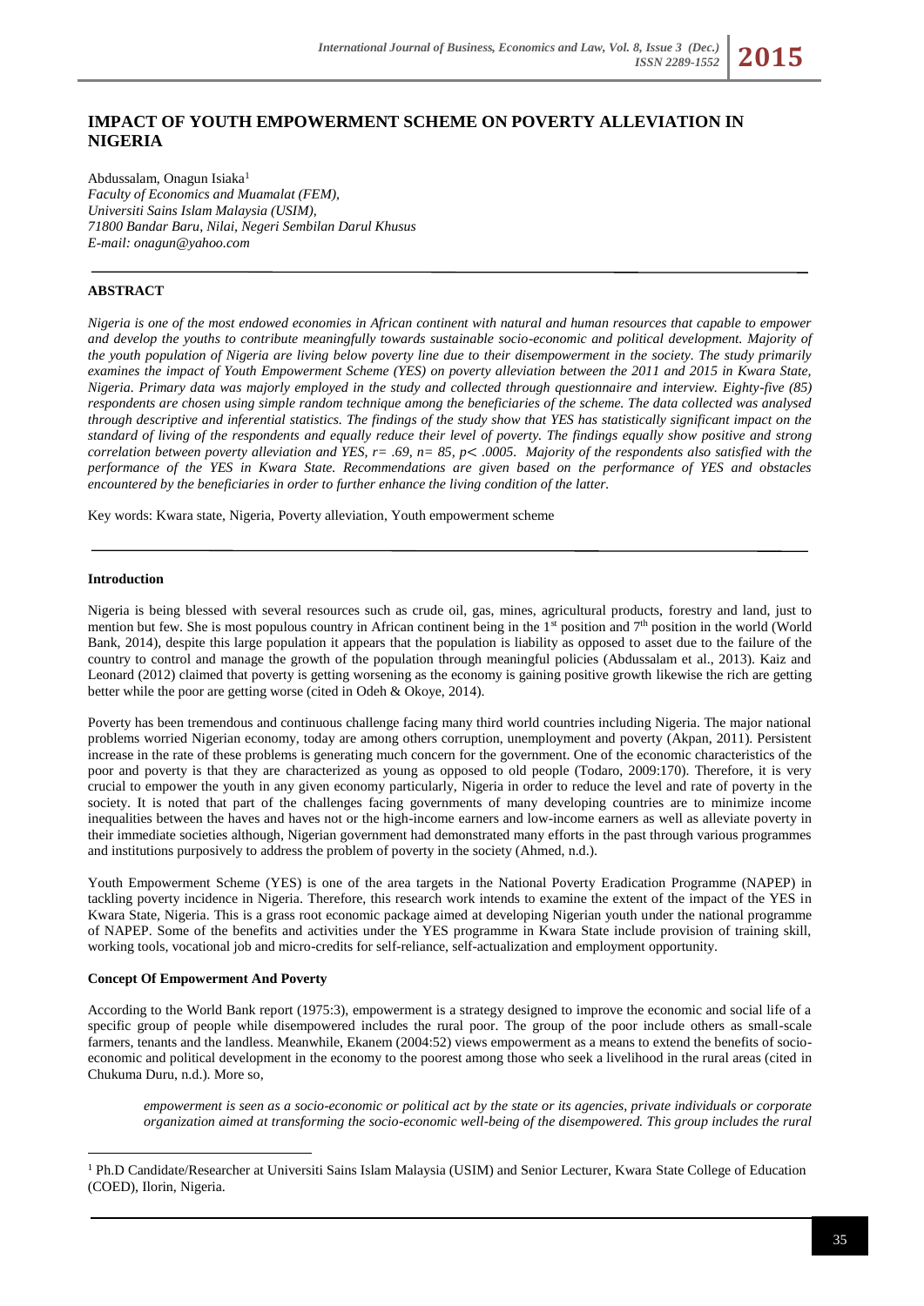# IMPACT OF YOUTH EMPOWERMENT SCHEME ON POVERTY ALLEVIATION IN NIGERIA

Abdussalam, Onagun Isiaka[1]
*Faculty of Economics and Muamalat (FEM),*
*Universiti Sains Islam Malaysia (USIM),*
*71800 Bandar Baru, Nilai, Negeri Sembilan Darul Khusus*
*E-mail: onagun@yahoo.com*

## ABSTRACT

*Nigeria is one of the most endowed economies in African continent with natural and human resources that capable to empower and develop the youths to contribute meaningfully towards sustainable socio-economic and political development. Majority of the youth population of Nigeria are living below poverty line due to their disempowerment in the society. The study primarily examines the impact of Youth Empowerment Scheme (YES) on poverty alleviation between the 2011 and 2015 in Kwara State, Nigeria. Primary data was majorly employed in the study and collected through questionnaire and interview. Eighty-five (85) respondents are chosen using simple random technique among the beneficiaries of the scheme. The data collected was analysed through descriptive and inferential statistics. The findings of the study show that YES has statistically significant impact on the standard of living of the respondents and equally reduce their level of poverty. The findings equally show positive and strong correlation between poverty alleviation and YES, $r = .69$, $n = 85$, $p < .0005$. Majority of the respondents also satisfied with the performance of the YES in Kwara State. Recommendations are given based on the performance of YES and obstacles encountered by the beneficiaries in order to further enhance the living condition of the latter.*

Key words: Kwara state, Nigeria, Poverty alleviation, Youth empowerment scheme

### Introduction

Nigeria is being blessed with several resources such as crude oil, gas, mines, agricultural products, forestry and land, just to mention but few. She is most populous country in African continent being in the 1st position and 7th position in the world (World Bank, 2014), despite this large population it appears that the population is liability as opposed to asset due to the failure of the country to control and manage the growth of the population through meaningful policies (Abdussalam et al., 2013). Kaiz and Leonard (2012) claimed that poverty is getting worsening as the economy is gaining positive growth likewise the rich are getting better while the poor are getting worse (cited in Odeh & Okoye, 2014).

Poverty has been tremendous and continuous challenge facing many third world countries including Nigeria. The major national problems worried Nigerian economy, today are among others corruption, unemployment and poverty (Akpan, 2011). Persistent increase in the rate of these problems is generating much concern for the government. One of the economic characteristics of the poor and poverty is that they are characterized as young as opposed to old people (Todaro, 2009:170). Therefore, it is very crucial to empower the youth in any given economy particularly, Nigeria in order to reduce the level and rate of poverty in the society. It is noted that part of the challenges facing governments of many developing countries are to minimize income inequalities between the haves and haves not or the high-income earners and low-income earners as well as alleviate poverty in their immediate societies although, Nigerian government had demonstrated many efforts in the past through various programmes and institutions purposively to address the problem of poverty in the society (Ahmed, n.d.).

Youth Empowerment Scheme (YES) is one of the area targets in the National Poverty Eradication Programme (NAPEP) in tackling poverty incidence in Nigeria. Therefore, this research work intends to examine the extent of the impact of the YES in Kwara State, Nigeria. This is a grass root economic package aimed at developing Nigerian youth under the national programme of NAPEP. Some of the benefits and activities under the YES programme in Kwara State include provision of training skill, working tools, vocational job and micro-credits for self-reliance, self-actualization and employment opportunity.

### Concept Of Empowerment And Poverty

According to the World Bank report (1975:3), empowerment is a strategy designed to improve the economic and social life of a specific group of people while disempowered includes the rural poor. The group of the poor include others as small-scale farmers, tenants and the landless. Meanwhile, Ekanem (2004:52) views empowerment as a means to extend the benefits of socio-economic and political development in the economy to the poorest among those who seek a livelihood in the rural areas (cited in Chukuma Duru, n.d.). More so,

> *empowerment is seen as a socio-economic or political act by the state or its agencies, private individuals or corporate organization aimed at transforming the socio-economic well-being of the disempowered. This group includes the rural*

[1] Ph.D Candidate/Researcher at Universiti Sains Islam Malaysia (USIM) and Senior Lecturer, Kwara State College of Education (COED), Ilorin, Nigeria.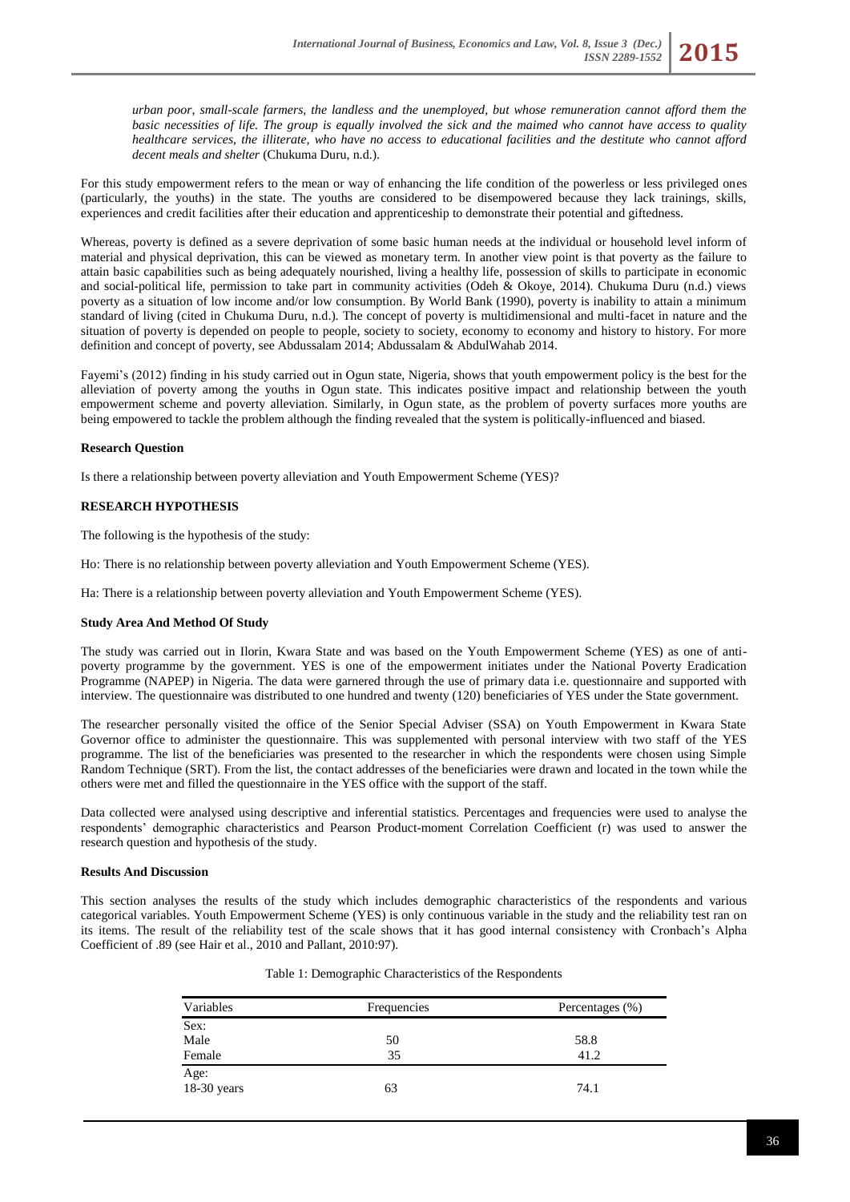*urban poor, small-scale farmers, the landless and the unemployed, but whose remuneration cannot afford them the basic necessities of life. The group is equally involved the sick and the maimed who cannot have access to quality healthcare services, the illiterate, who have no access to educational facilities and the destitute who cannot afford decent meals and shelter* (Chukuma Duru, n.d.).

For this study empowerment refers to the mean or way of enhancing the life condition of the powerless or less privileged ones (particularly, the youths) in the state. The youths are considered to be disempowered because they lack trainings, skills, experiences and credit facilities after their education and apprenticeship to demonstrate their potential and giftedness.

Whereas, poverty is defined as a severe deprivation of some basic human needs at the individual or household level inform of material and physical deprivation, this can be viewed as monetary term. In another view point is that poverty as the failure to attain basic capabilities such as being adequately nourished, living a healthy life, possession of skills to participate in economic and social-political life, permission to take part in community activities (Odeh & Okoye, 2014). Chukuma Duru (n.d.) views poverty as a situation of low income and/or low consumption. By World Bank (1990), poverty is inability to attain a minimum standard of living (cited in Chukuma Duru, n.d.). The concept of poverty is multidimensional and multi-facet in nature and the situation of poverty is depended on people to people, society to society, economy to economy and history to history. For more definition and concept of poverty, see Abdussalam 2014; Abdussalam & AbdulWahab 2014.

Fayemi's (2012) finding in his study carried out in Ogun state, Nigeria, shows that youth empowerment policy is the best for the alleviation of poverty among the youths in Ogun state. This indicates positive impact and relationship between the youth empowerment scheme and poverty alleviation. Similarly, in Ogun state, as the problem of poverty surfaces more youths are being empowered to tackle the problem although the finding revealed that the system is politically-influenced and biased.

**Research Question**

Is there a relationship between poverty alleviation and Youth Empowerment Scheme (YES)?

**RESEARCH HYPOTHESIS**

The following is the hypothesis of the study:

Ho: There is no relationship between poverty alleviation and Youth Empowerment Scheme (YES).

Ha: There is a relationship between poverty alleviation and Youth Empowerment Scheme (YES).

**Study Area And Method Of Study**

The study was carried out in Ilorin, Kwara State and was based on the Youth Empowerment Scheme (YES) as one of anti-poverty programme by the government. YES is one of the empowerment initiates under the National Poverty Eradication Programme (NAPEP) in Nigeria. The data were garnered through the use of primary data i.e. questionnaire and supported with interview. The questionnaire was distributed to one hundred and twenty (120) beneficiaries of YES under the State government.

The researcher personally visited the office of the Senior Special Adviser (SSA) on Youth Empowerment in Kwara State Governor office to administer the questionnaire. This was supplemented with personal interview with two staff of the YES programme. The list of the beneficiaries was presented to the researcher in which the respondents were chosen using Simple Random Technique (SRT). From the list, the contact addresses of the beneficiaries were drawn and located in the town while the others were met and filled the questionnaire in the YES office with the support of the staff.

Data collected were analysed using descriptive and inferential statistics. Percentages and frequencies were used to analyse the respondents' demographic characteristics and Pearson Product-moment Correlation Coefficient (r) was used to answer the research question and hypothesis of the study.

**Results And Discussion**

This section analyses the results of the study which includes demographic characteristics of the respondents and various categorical variables. Youth Empowerment Scheme (YES) is only continuous variable in the study and the reliability test ran on its items. The result of the reliability test of the scale shows that it has good internal consistency with Cronbach's Alpha Coefficient of .89 (see Hair et al., 2010 and Pallant, 2010:97).

Table 1: Demographic Characteristics of the Respondents

| Variables | Frequencies | Percentages (%) |
|---|---|---|
| Sex: | | |
| Male | 50 | 58.8 |
| Female | 35 | 41.2 |
| Age: | | |
| 18-30 years | 63 | 74.1 |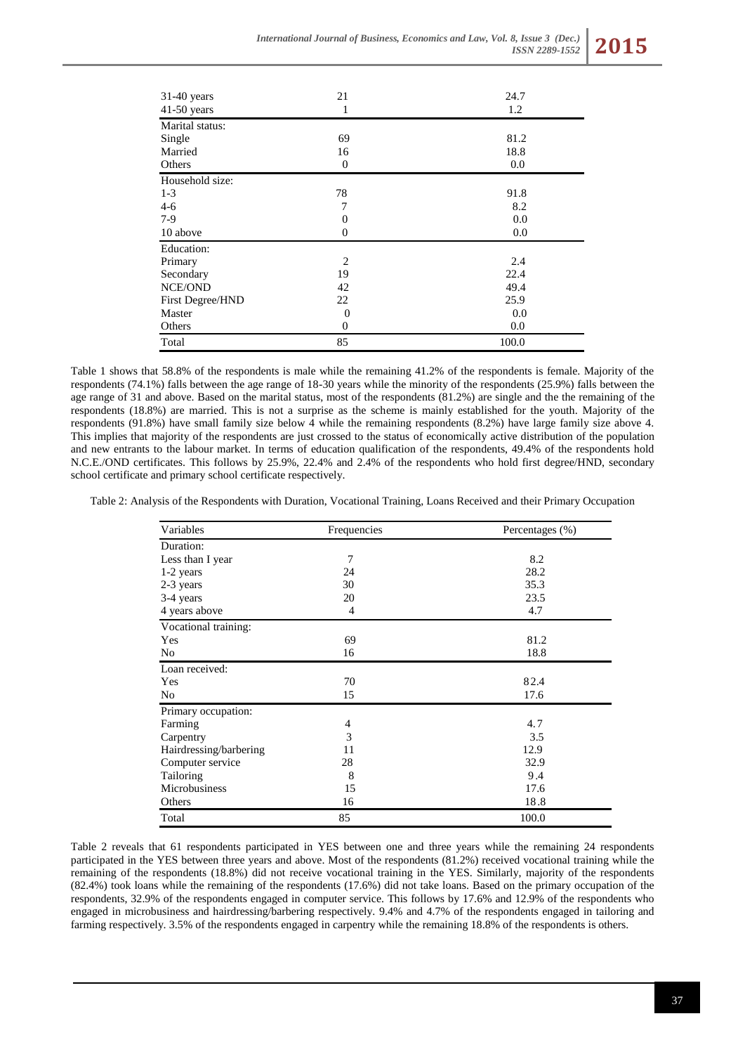| | | |
|---|---|---|
| 31-40 years | 21 | 24.7 |
| 41-50 years | 1 | 1.2 |
| Marital status: | | |
| Single | 69 | 81.2 |
| Married | 16 | 18.8 |
| Others | 0 | 0.0 |
| Household size: | | |
| 1-3 | 78 | 91.8 |
| 4-6 | 7 | 8.2 |
| 7-9 | 0 | 0.0 |
| 10 above | 0 | 0.0 |
| Education: | | |
| Primary | 2 | 2.4 |
| Secondary | 19 | 22.4 |
| NCE/OND | 42 | 49.4 |
| First Degree/HND | 22 | 25.9 |
| Master | 0 | 0.0 |
| Others | 0 | 0.0 |
| Total | 85 | 100.0 |

Table 1 shows that 58.8% of the respondents is male while the remaining 41.2% of the respondents is female. Majority of the respondents (74.1%) falls between the age range of 18-30 years while the minority of the respondents (25.9%) falls between the age range of 31 and above. Based on the marital status, most of the respondents (81.2%) are single and the the remaining of the respondents (18.8%) are married. This is not a surprise as the scheme is mainly established for the youth. Majority of the respondents (91.8%) have small family size below 4 while the remaining respondents (8.2%) have large family size above 4. This implies that majority of the respondents are just crossed to the status of economically active distribution of the population and new entrants to the labour market. In terms of education qualification of the respondents, 49.4% of the respondents hold N.C.E./OND certificates. This follows by 25.9%, 22.4% and 2.4% of the respondents who hold first degree/HND, secondary school certificate and primary school certificate respectively.

Table 2: Analysis of the Respondents with Duration, Vocational Training, Loans Received and their Primary Occupation

| Variables | Frequencies | Percentages (%) |
|---|---|---|
| Duration: | | |
| Less than I year | 7 | 8.2 |
| 1-2 years | 24 | 28.2 |
| 2-3 years | 30 | 35.3 |
| 3-4 years | 20 | 23.5 |
| 4 years above | 4 | 4.7 |
| Vocational training: | | |
| Yes | 69 | 81.2 |
| No | 16 | 18.8 |
| Loan received: | | |
| Yes | 70 | 82.4 |
| No | 15 | 17.6 |
| Primary occupation: | | |
| Farming | 4 | 4.7 |
| Carpentry | 3 | 3.5 |
| Hairdressing/barbering | 11 | 12.9 |
| Computer service | 28 | 32.9 |
| Tailoring | 8 | 9.4 |
| Microbusiness | 15 | 17.6 |
| Others | 16 | 18.8 |
| Total | 85 | 100.0 |

Table 2 reveals that 61 respondents participated in YES between one and three years while the remaining 24 respondents participated in the YES between three years and above. Most of the respondents (81.2%) received vocational training while the remaining of the respondents (18.8%) did not receive vocational training in the YES. Similarly, majority of the respondents (82.4%) took loans while the remaining of the respondents (17.6%) did not take loans. Based on the primary occupation of the respondents, 32.9% of the respondents engaged in computer service. This follows by 17.6% and 12.9% of the respondents who engaged in microbusiness and hairdressing/barbering respectively. 9.4% and 4.7% of the respondents engaged in tailoring and farming respectively. 3.5% of the respondents engaged in carpentry while the remaining 18.8% of the respondents is others.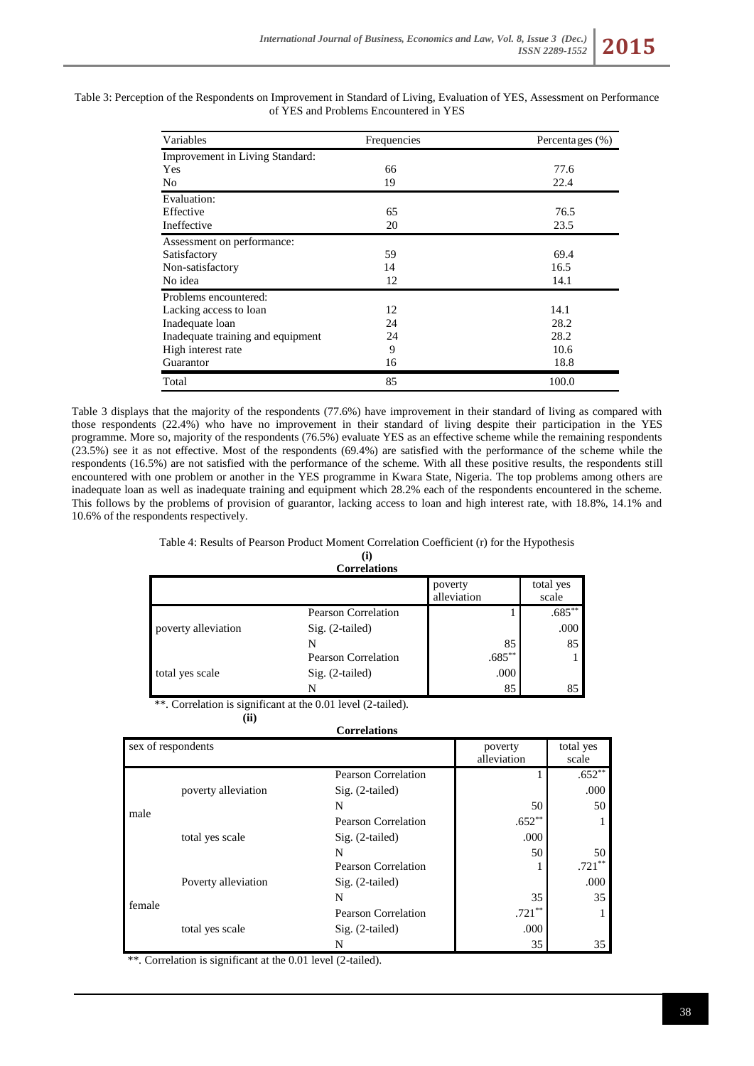Table 3: Perception of the Respondents on Improvement in Standard of Living, Evaluation of YES, Assessment on Performance of YES and Problems Encountered in YES

| Variables | Frequencies | Percentages (%) |
|---|---|---|
| Improvement in Living Standard: | | |
| Yes | 66 | 77.6 |
| No | 19 | 22.4 |
| Evaluation: | | |
| Effective | 65 | 76.5 |
| Ineffective | 20 | 23.5 |
| Assessment on performance: | | |
| Satisfactory | 59 | 69.4 |
| Non-satisfactory | 14 | 16.5 |
| No idea | 12 | 14.1 |
| Problems encountered: | | |
| Lacking access to loan | 12 | 14.1 |
| Inadequate loan | 24 | 28.2 |
| Inadequate training and equipment | 24 | 28.2 |
| High interest rate | 9 | 10.6 |
| Guarantor | 16 | 18.8 |
| Total | 85 | 100.0 |

Table 3 displays that the majority of the respondents (77.6%) have improvement in their standard of living as compared with those respondents (22.4%) who have no improvement in their standard of living despite their participation in the YES programme. More so, majority of the respondents (76.5%) evaluate YES as an effective scheme while the remaining respondents (23.5%) see it as not effective. Most of the respondents (69.4%) are satisfied with the performance of the scheme while the respondents (16.5%) are not satisfied with the performance of the scheme. With all these positive results, the respondents still encountered with one problem or another in the YES programme in Kwara State, Nigeria. The top problems among others are inadequate loan as well as inadequate training and equipment which 28.2% each of the respondents encountered in the scheme. This follows by the problems of provision of guarantor, lacking access to loan and high interest rate, with 18.8%, 14.1% and 10.6% of the respondents respectively.

Table 4: Results of Pearson Product Moment Correlation Coefficient (r) for the Hypothesis

**(i)**

**Correlations**

| | | poverty alleviation | total yes scale |
|---|---|---|---|
| poverty alleviation | Pearson Correlation | 1 | .685** |
| | Sig. (2-tailed) | | .000 |
| | N | 85 | 85 |
| total yes scale | Pearson Correlation | .685** | 1 |
| | Sig. (2-tailed) | .000 | |
| | N | 85 | 85 |

**. Correlation is significant at the 0.01 level (2-tailed).

**(ii)**

**Correlations**

| sex of respondents | | | poverty alleviation | total yes scale |
|---|---|---|---|---|
| male | poverty alleviation | Pearson Correlation | 1 | .652** |
| | | Sig. (2-tailed) | | .000 |
| | | N | 50 | 50 |
| | total yes scale | Pearson Correlation | .652** | 1 |
| | | Sig. (2-tailed) | .000 | |
| | | N | 50 | 50 |
| female | Poverty alleviation | Pearson Correlation | 1 | .721** |
| | | Sig. (2-tailed) | | .000 |
| | | N | 35 | 35 |
| | total yes scale | Pearson Correlation | .721** | 1 |
| | | Sig. (2-tailed) | .000 | |
| | | N | 35 | 35 |

**. Correlation is significant at the 0.01 level (2-tailed).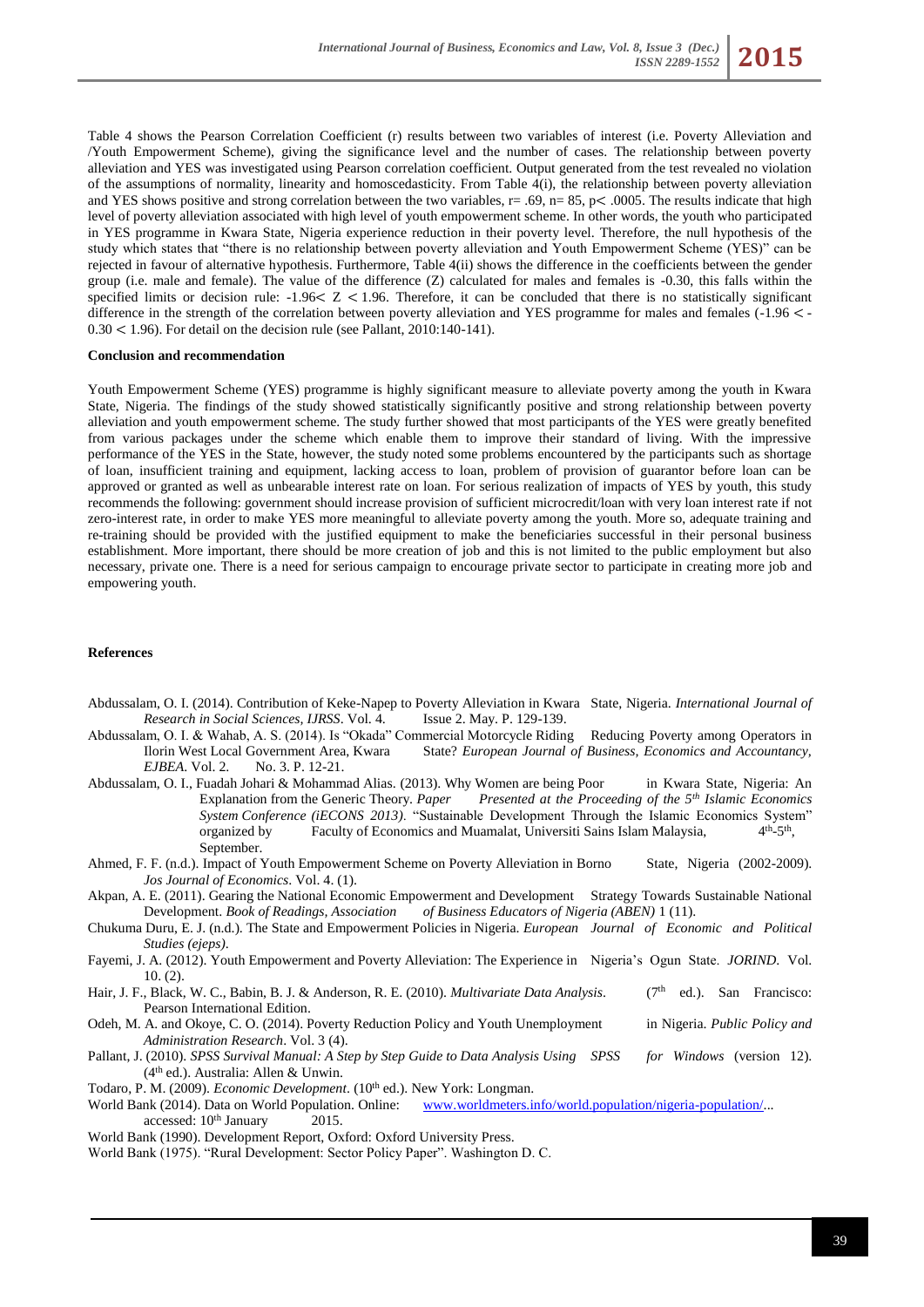Table 4 shows the Pearson Correlation Coefficient (r) results between two variables of interest (i.e. Poverty Alleviation and /Youth Empowerment Scheme), giving the significance level and the number of cases. The relationship between poverty alleviation and YES was investigated using Pearson correlation coefficient. Output generated from the test revealed no violation of the assumptions of normality, linearity and homoscedasticity. From Table 4(i), the relationship between poverty alleviation and YES shows positive and strong correlation between the two variables, $r = .69$, $n = 85$, $p < .0005$. The results indicate that high level of poverty alleviation associated with high level of youth empowerment scheme. In other words, the youth who participated in YES programme in Kwara State, Nigeria experience reduction in their poverty level. Therefore, the null hypothesis of the study which states that "there is no relationship between poverty alleviation and Youth Empowerment Scheme (YES)" can be rejected in favour of alternative hypothesis. Furthermore, Table 4(ii) shows the difference in the coefficients between the gender group (i.e. male and female). The value of the difference (Z) calculated for males and females is -0.30, this falls within the specified limits or decision rule: $-1.96 < Z < 1.96$. Therefore, it can be concluded that there is no statistically significant difference in the strength of the correlation between poverty alleviation and YES programme for males and females ($-1.96 < -0.30 < 1.96$). For detail on the decision rule (see Pallant, 2010:140-141).

**Conclusion and recommendation**

Youth Empowerment Scheme (YES) programme is highly significant measure to alleviate poverty among the youth in Kwara State, Nigeria. The findings of the study showed statistically significantly positive and strong relationship between poverty alleviation and youth empowerment scheme. The study further showed that most participants of the YES were greatly benefited from various packages under the scheme which enable them to improve their standard of living. With the impressive performance of the YES in the State, however, the study noted some problems encountered by the participants such as shortage of loan, insufficient training and equipment, lacking access to loan, problem of provision of guarantor before loan can be approved or granted as well as unbearable interest rate on loan. For serious realization of impacts of YES by youth, this study recommends the following: government should increase provision of sufficient microcredit/loan with very loan interest rate if not zero-interest rate, in order to make YES more meaningful to alleviate poverty among the youth. More so, adequate training and re-training should be provided with the justified equipment to make the beneficiaries successful in their personal business establishment. More important, there should be more creation of job and this is not limited to the public employment but also necessary, private one. There is a need for serious campaign to encourage private sector to participate in creating more job and empowering youth.

**References**

Abdussalam, O. I. (2014). Contribution of Keke-Napep to Poverty Alleviation in Kwara State, Nigeria. *International Journal of Research in Social Sciences, IJRSS*. Vol. 4. Issue 2. May. P. 129-139.

Abdussalam, O. I. & Wahab, A. S. (2014). Is "Okada" Commercial Motorcycle Riding Reducing Poverty among Operators in Ilorin West Local Government Area, Kwara State? *European Journal of Business, Economics and Accountancy, EJBEA*. Vol. 2. No. 3. P. 12-21.

Abdussalam, O. I., Fuadah Johari & Mohammad Alias. (2013). Why Women are being Poor in Kwara State, Nigeria: An Explanation from the Generic Theory. *Paper Presented at the Proceeding of the 5th Islamic Economics System Conference (iECONS 2013)*. "Sustainable Development Through the Islamic Economics System" organized by Faculty of Economics and Muamalat, Universiti Sains Islam Malaysia, 4th-5th, September.

Ahmed, F. F. (n.d.). Impact of Youth Empowerment Scheme on Poverty Alleviation in Borno State, Nigeria (2002-2009). *Jos Journal of Economics*. Vol. 4. (1).

Akpan, A. E. (2011). Gearing the National Economic Empowerment and Development Strategy Towards Sustainable National Development. *Book of Readings, Association of Business Educators of Nigeria (ABEN)* 1 (11).

Chukuma Duru, E. J. (n.d.). The State and Empowerment Policies in Nigeria. *European Journal of Economic and Political Studies (ejeps)*.

Fayemi, J. A. (2012). Youth Empowerment and Poverty Alleviation: The Experience in Nigeria's Ogun State. *JORIND*. Vol. 10. (2).

Hair, J. F., Black, W. C., Babin, B. J. & Anderson, R. E. (2010). *Multivariate Data Analysis*. (7th ed.). San Francisco: Pearson International Edition.

Odeh, M. A. and Okoye, C. O. (2014). Poverty Reduction Policy and Youth Unemployment in Nigeria. *Public Policy and Administration Research*. Vol. 3 (4).

Pallant, J. (2010). *SPSS Survival Manual: A Step by Step Guide to Data Analysis Using SPSS for Windows* (version 12). (4th ed.). Australia: Allen & Unwin.

Todaro, P. M. (2009). *Economic Development*. (10th ed.). New York: Longman.

World Bank (2014). Data on World Population. Online: www.worldmeters.info/world.population/nigeria-population/... accessed: 10th January 2015.

World Bank (1990). Development Report, Oxford: Oxford University Press.

World Bank (1975). "Rural Development: Sector Policy Paper". Washington D. C.